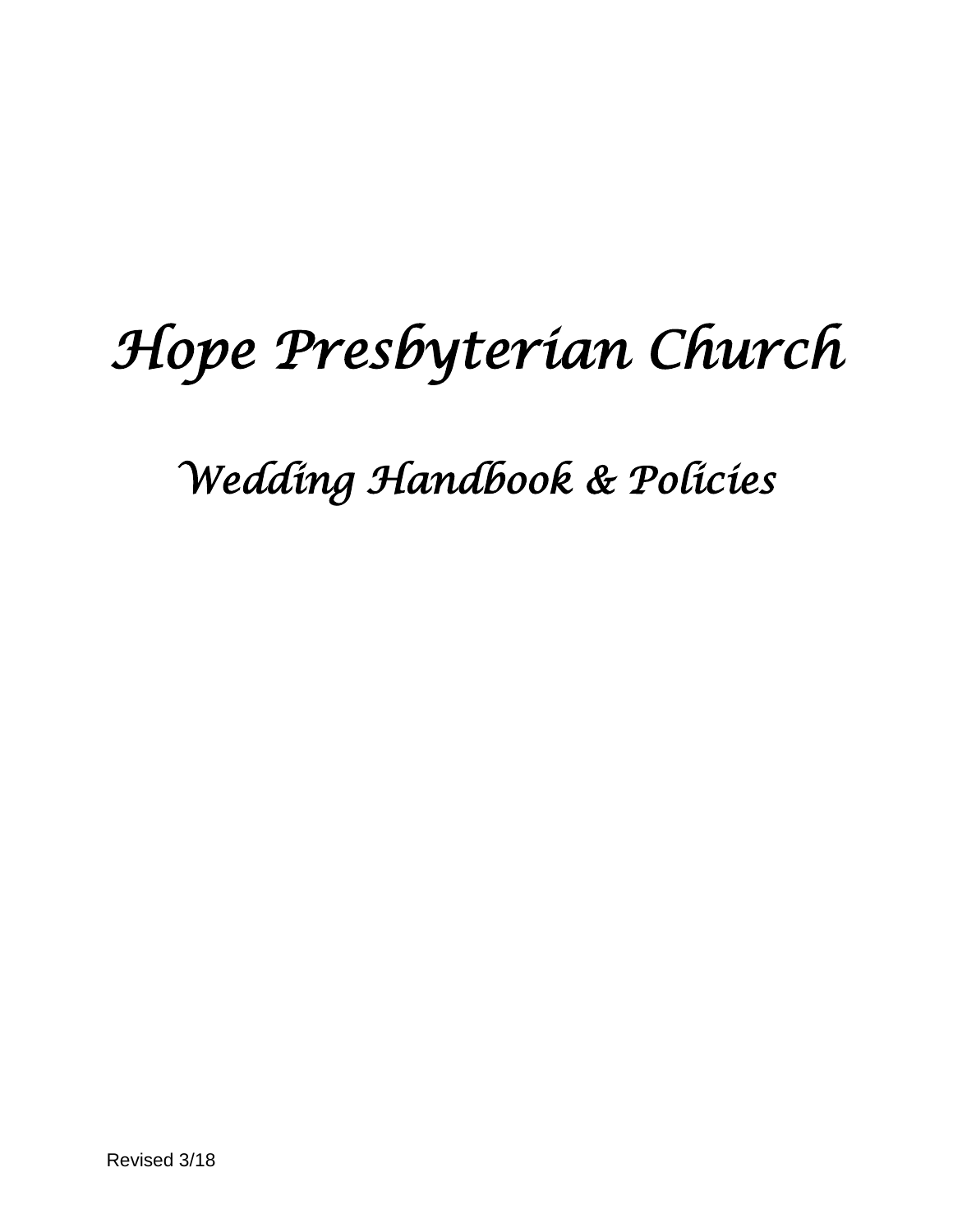# *Hope Presbyterian Church*

## *Wedding Handbook & Policies*

Revised 3/18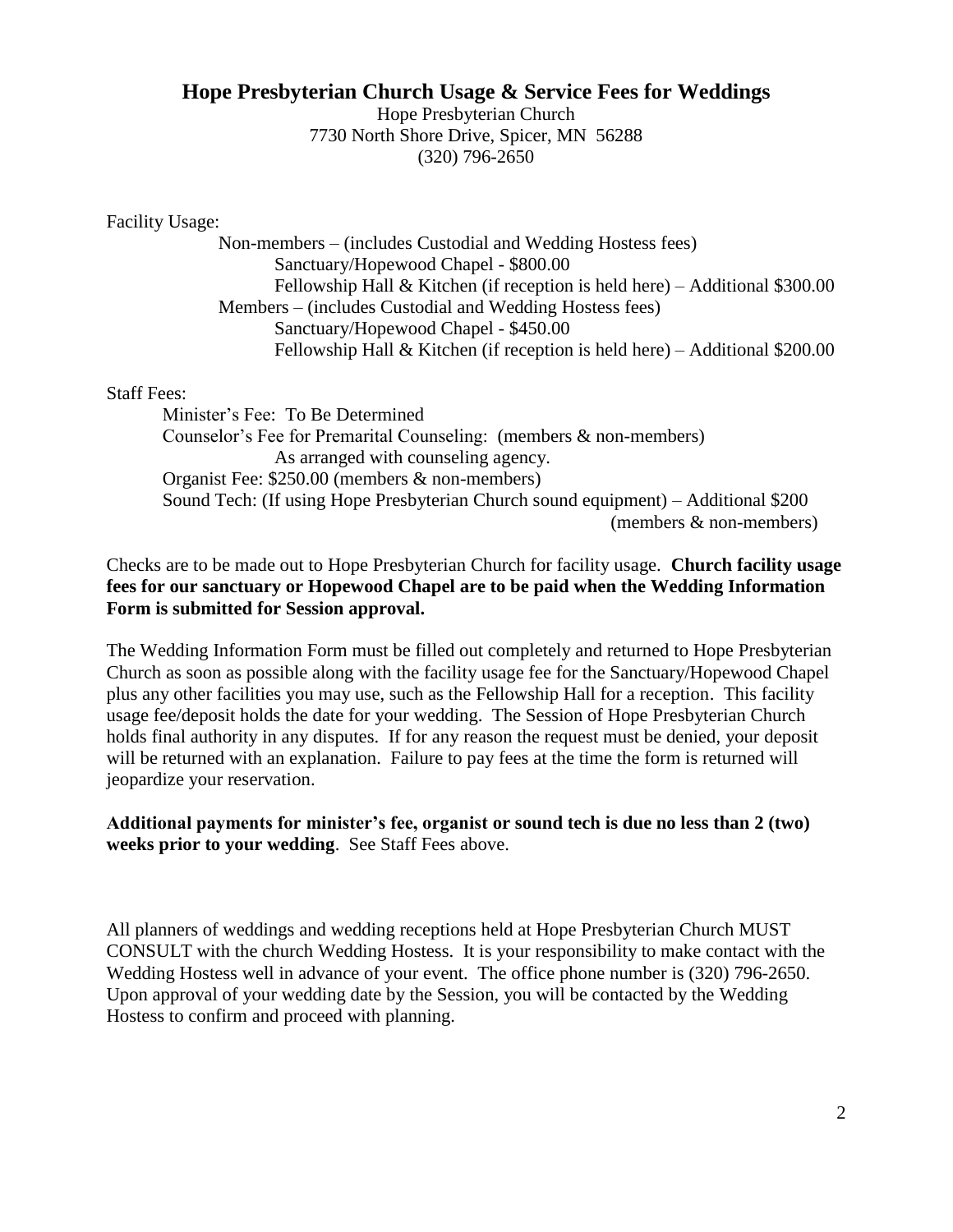## Hope Presbyterian Church Usage & Service Fees for Weddings

Hope Presbyterian Church
7730 North Shore Drive, Spicer, MN 56288
(320) 796-2650

Facility Usage:

- Non-members – (includes Custodial and Wedding Hostess fees)
  - Sanctuary/Hopewood Chapel - $800.00
  - Fellowship Hall & Kitchen (if reception is held here) – Additional $300.00
- Members – (includes Custodial and Wedding Hostess fees)
  - Sanctuary/Hopewood Chapel - $450.00
  - Fellowship Hall & Kitchen (if reception is held here) – Additional $200.00

Staff Fees:

- Minister's Fee: To Be Determined
- Counselor's Fee for Premarital Counseling: (members & non-members)
  - As arranged with counseling agency.
- Organist Fee: $250.00 (members & non-members)
- Sound Tech: (If using Hope Presbyterian Church sound equipment) – Additional $200 (members & non-members)

Checks are to be made out to Hope Presbyterian Church for facility usage. **Church facility usage fees for our sanctuary or Hopewood Chapel are to be paid when the Wedding Information Form is submitted for Session approval.**

The Wedding Information Form must be filled out completely and returned to Hope Presbyterian Church as soon as possible along with the facility usage fee for the Sanctuary/Hopewood Chapel plus any other facilities you may use, such as the Fellowship Hall for a reception. This facility usage fee/deposit holds the date for your wedding. The Session of Hope Presbyterian Church holds final authority in any disputes. If for any reason the request must be denied, your deposit will be returned with an explanation. Failure to pay fees at the time the form is returned will jeopardize your reservation.

**Additional payments for minister's fee, organist or sound tech is due no less than 2 (two) weeks prior to your wedding**. See Staff Fees above.

All planners of weddings and wedding receptions held at Hope Presbyterian Church MUST CONSULT with the church Wedding Hostess. It is your responsibility to make contact with the Wedding Hostess well in advance of your event. The office phone number is (320) 796-2650. Upon approval of your wedding date by the Session, you will be contacted by the Wedding Hostess to confirm and proceed with planning.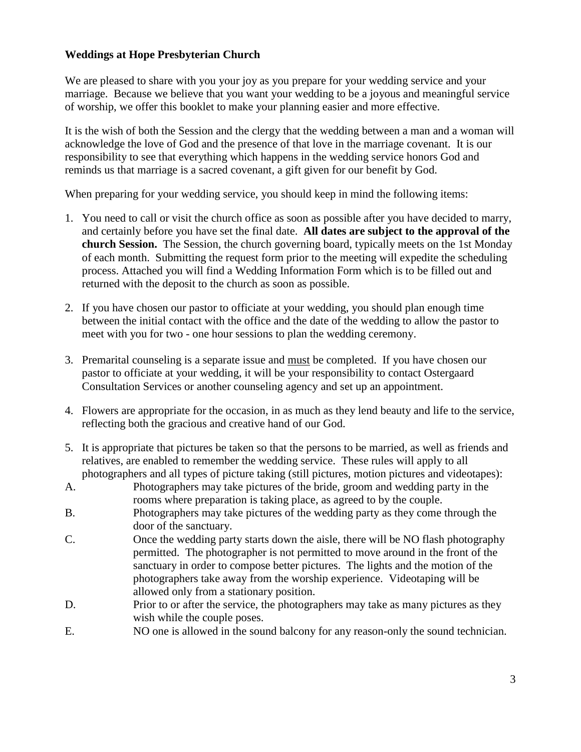**Weddings at Hope Presbyterian Church**

We are pleased to share with you your joy as you prepare for your wedding service and your marriage. Because we believe that you want your wedding to be a joyous and meaningful service of worship, we offer this booklet to make your planning easier and more effective.

It is the wish of both the Session and the clergy that the wedding between a man and a woman will acknowledge the love of God and the presence of that love in the marriage covenant. It is our responsibility to see that everything which happens in the wedding service honors God and reminds us that marriage is a sacred covenant, a gift given for our benefit by God.

When preparing for your wedding service, you should keep in mind the following items:

1. You need to call or visit the church office as soon as possible after you have decided to marry, and certainly before you have set the final date. **All dates are subject to the approval of the church Session.** The Session, the church governing board, typically meets on the 1st Monday of each month. Submitting the request form prior to the meeting will expedite the scheduling process. Attached you will find a Wedding Information Form which is to be filled out and returned with the deposit to the church as soon as possible.

2. If you have chosen our pastor to officiate at your wedding, you should plan enough time between the initial contact with the office and the date of the wedding to allow the pastor to meet with you for two - one hour sessions to plan the wedding ceremony.

3. Premarital counseling is a separate issue and <u>must</u> be completed. If you have chosen our pastor to officiate at your wedding, it will be your responsibility to contact Ostergaard Consultation Services or another counseling agency and set up an appointment.

4. Flowers are appropriate for the occasion, in as much as they lend beauty and life to the service, reflecting both the gracious and creative hand of our God.

5. It is appropriate that pictures be taken so that the persons to be married, as well as friends and relatives, are enabled to remember the wedding service. These rules will apply to all photographers and all types of picture taking (still pictures, motion pictures and videotapes):

A. Photographers may take pictures of the bride, groom and wedding party in the rooms where preparation is taking place, as agreed to by the couple.

B. Photographers may take pictures of the wedding party as they come through the door of the sanctuary.

C. Once the wedding party starts down the aisle, there will be NO flash photography permitted. The photographer is not permitted to move around in the front of the sanctuary in order to compose better pictures. The lights and the motion of the photographers take away from the worship experience. Videotaping will be allowed only from a stationary position.

D. Prior to or after the service, the photographers may take as many pictures as they wish while the couple poses.

E. NO one is allowed in the sound balcony for any reason-only the sound technician.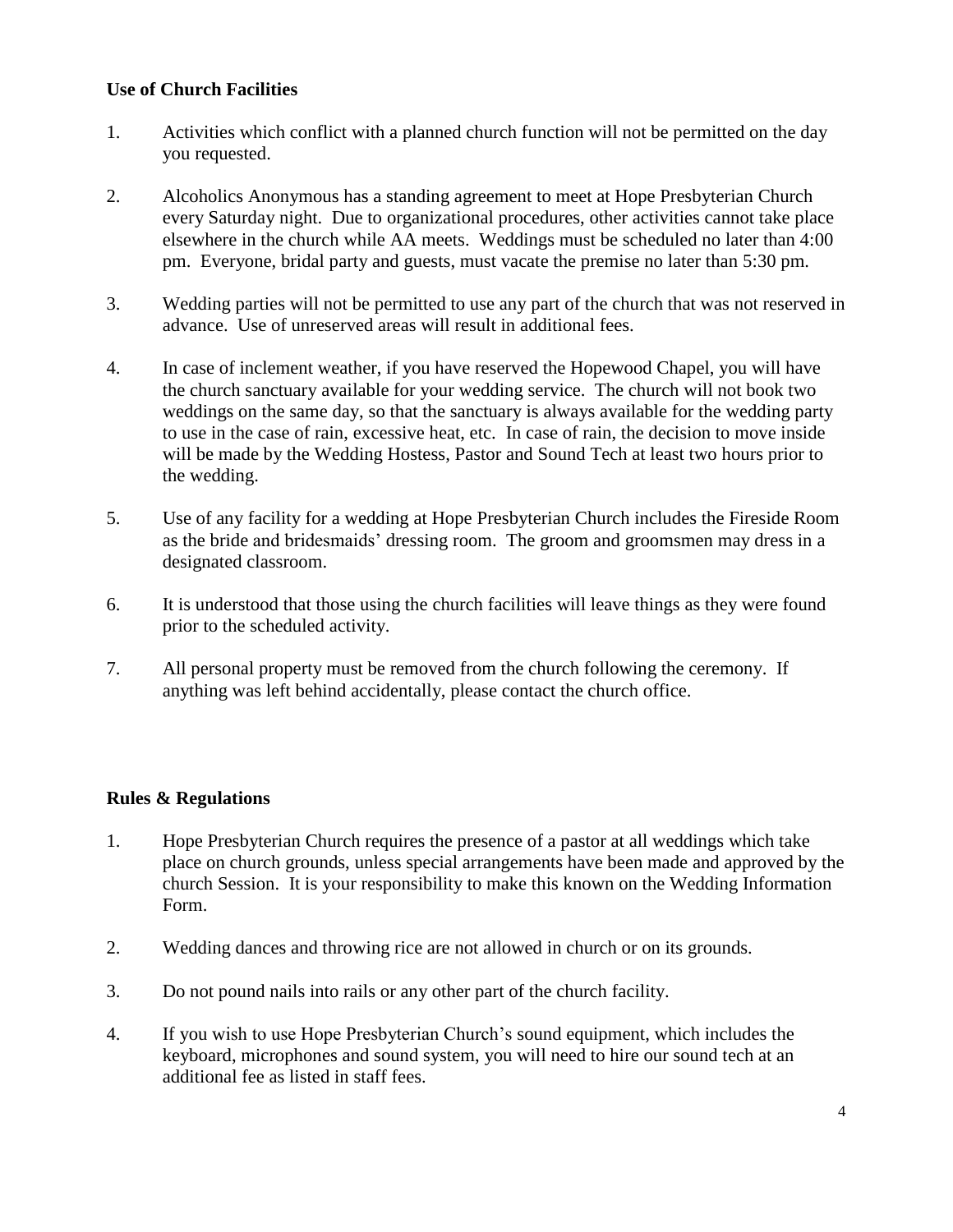**Use of Church Facilities**

1. Activities which conflict with a planned church function will not be permitted on the day you requested.

2. Alcoholics Anonymous has a standing agreement to meet at Hope Presbyterian Church every Saturday night. Due to organizational procedures, other activities cannot take place elsewhere in the church while AA meets. Weddings must be scheduled no later than 4:00 pm. Everyone, bridal party and guests, must vacate the premise no later than 5:30 pm.

3. Wedding parties will not be permitted to use any part of the church that was not reserved in advance. Use of unreserved areas will result in additional fees.

4. In case of inclement weather, if you have reserved the Hopewood Chapel, you will have the church sanctuary available for your wedding service. The church will not book two weddings on the same day, so that the sanctuary is always available for the wedding party to use in the case of rain, excessive heat, etc. In case of rain, the decision to move inside will be made by the Wedding Hostess, Pastor and Sound Tech at least two hours prior to the wedding.

5. Use of any facility for a wedding at Hope Presbyterian Church includes the Fireside Room as the bride and bridesmaids' dressing room. The groom and groomsmen may dress in a designated classroom.

6. It is understood that those using the church facilities will leave things as they were found prior to the scheduled activity.

7. All personal property must be removed from the church following the ceremony. If anything was left behind accidentally, please contact the church office.

**Rules & Regulations**

1. Hope Presbyterian Church requires the presence of a pastor at all weddings which take place on church grounds, unless special arrangements have been made and approved by the church Session. It is your responsibility to make this known on the Wedding Information Form.

2. Wedding dances and throwing rice are not allowed in church or on its grounds.

3. Do not pound nails into rails or any other part of the church facility.

4. If you wish to use Hope Presbyterian Church's sound equipment, which includes the keyboard, microphones and sound system, you will need to hire our sound tech at an additional fee as listed in staff fees.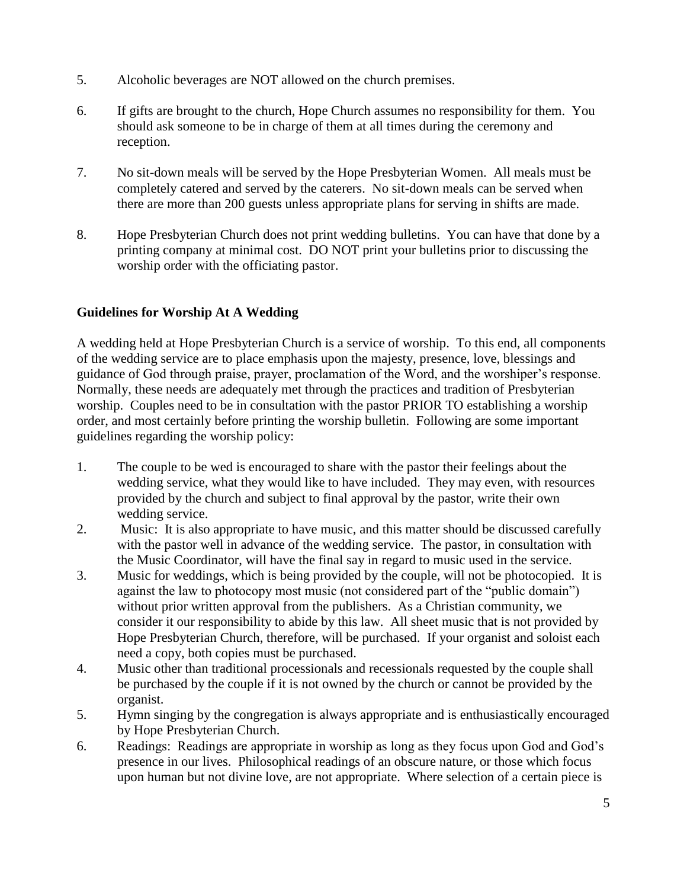5. Alcoholic beverages are NOT allowed on the church premises.

6. If gifts are brought to the church, Hope Church assumes no responsibility for them. You should ask someone to be in charge of them at all times during the ceremony and reception.

7. No sit-down meals will be served by the Hope Presbyterian Women. All meals must be completely catered and served by the caterers. No sit-down meals can be served when there are more than 200 guests unless appropriate plans for serving in shifts are made.

8. Hope Presbyterian Church does not print wedding bulletins. You can have that done by a printing company at minimal cost. DO NOT print your bulletins prior to discussing the worship order with the officiating pastor.

**Guidelines for Worship At A Wedding**

A wedding held at Hope Presbyterian Church is a service of worship. To this end, all components of the wedding service are to place emphasis upon the majesty, presence, love, blessings and guidance of God through praise, prayer, proclamation of the Word, and the worshiper's response. Normally, these needs are adequately met through the practices and tradition of Presbyterian worship. Couples need to be in consultation with the pastor PRIOR TO establishing a worship order, and most certainly before printing the worship bulletin. Following are some important guidelines regarding the worship policy:

1. The couple to be wed is encouraged to share with the pastor their feelings about the wedding service, what they would like to have included. They may even, with resources provided by the church and subject to final approval by the pastor, write their own wedding service.
2. Music: It is also appropriate to have music, and this matter should be discussed carefully with the pastor well in advance of the wedding service. The pastor, in consultation with the Music Coordinator, will have the final say in regard to music used in the service.
3. Music for weddings, which is being provided by the couple, will not be photocopied. It is against the law to photocopy most music (not considered part of the "public domain") without prior written approval from the publishers. As a Christian community, we consider it our responsibility to abide by this law. All sheet music that is not provided by Hope Presbyterian Church, therefore, will be purchased. If your organist and soloist each need a copy, both copies must be purchased.
4. Music other than traditional processionals and recessionals requested by the couple shall be purchased by the couple if it is not owned by the church or cannot be provided by the organist.
5. Hymn singing by the congregation is always appropriate and is enthusiastically encouraged by Hope Presbyterian Church.
6. Readings: Readings are appropriate in worship as long as they focus upon God and God's presence in our lives. Philosophical readings of an obscure nature, or those which focus upon human but not divine love, are not appropriate. Where selection of a certain piece is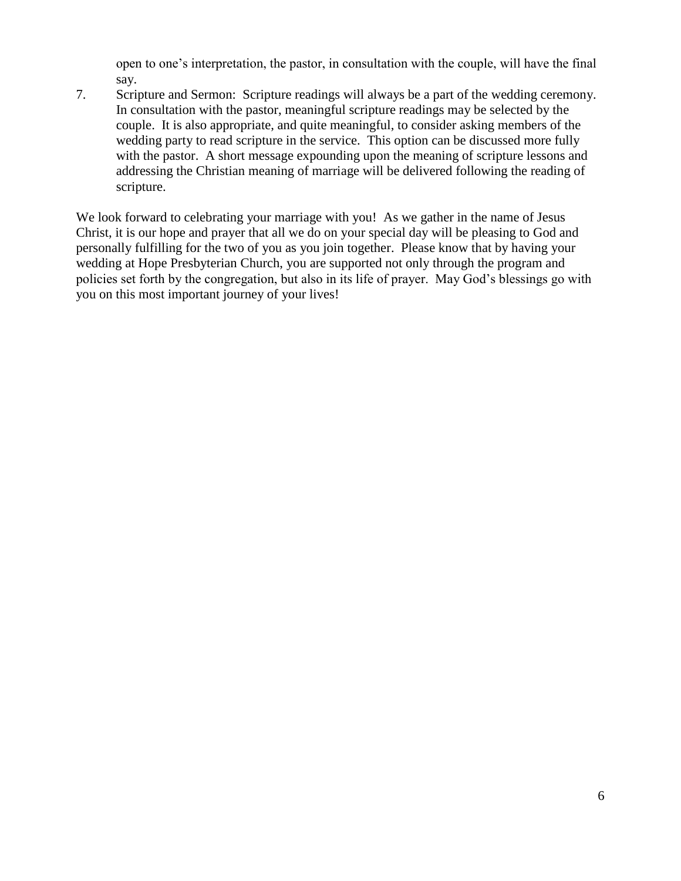open to one's interpretation, the pastor, in consultation with the couple, will have the final say.

7. Scripture and Sermon: Scripture readings will always be a part of the wedding ceremony. In consultation with the pastor, meaningful scripture readings may be selected by the couple. It is also appropriate, and quite meaningful, to consider asking members of the wedding party to read scripture in the service. This option can be discussed more fully with the pastor. A short message expounding upon the meaning of scripture lessons and addressing the Christian meaning of marriage will be delivered following the reading of scripture.

We look forward to celebrating your marriage with you! As we gather in the name of Jesus Christ, it is our hope and prayer that all we do on your special day will be pleasing to God and personally fulfilling for the two of you as you join together. Please know that by having your wedding at Hope Presbyterian Church, you are supported not only through the program and policies set forth by the congregation, but also in its life of prayer. May God's blessings go with you on this most important journey of your lives!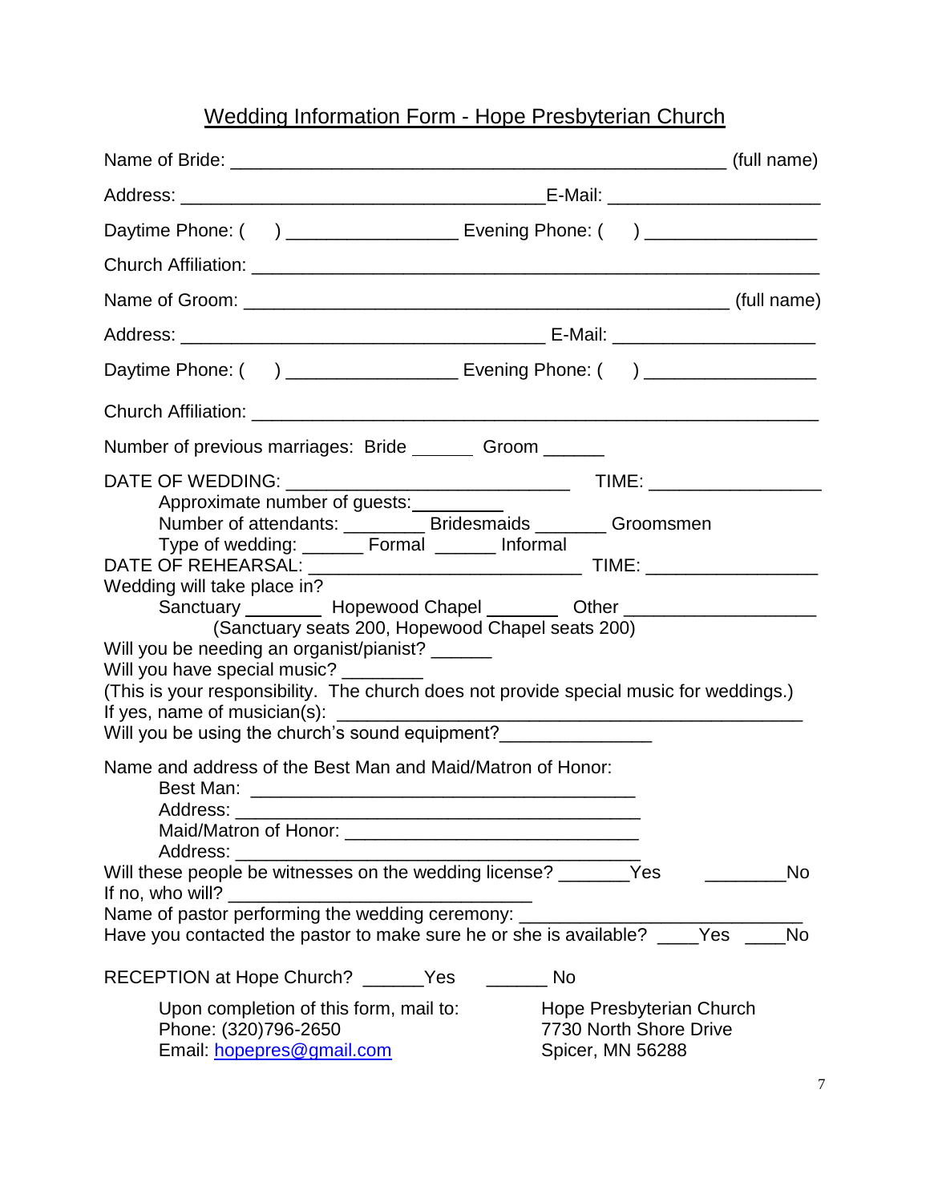# Wedding Information Form - Hope Presbyterian Church

Name of Bride: ______________________________________________ (full name)

Address: ___________________________________E-Mail: ____________________

Daytime Phone: (     ) ________________ Evening Phone: (     ) ________________

Church Affiliation: ____________________________________________________

Name of Groom: _____________________________________________ (full name)

Address: ___________________________________ E-Mail: ___________________

Daytime Phone: (     ) ________________ Evening Phone: (     ) ________________

Church Affiliation: ____________________________________________________

Number of previous marriages: Bride ______ Groom ______

DATE OF WEDDING: ___________________________ TIME: ________________

Approximate number of guests:_________

Number of attendants: ________ Bridesmaids _______ Groomsmen

Type of wedding: ______ Formal ______ Informal

DATE OF REHEARSAL: __________________________ TIME: ________________

Wedding will take place in?

Sanctuary ________ Hopewood Chapel _______ Other __________________

(Sanctuary seats 200, Hopewood Chapel seats 200)

Will you be needing an organist/pianist? ______

Will you have special music? ________

(This is your responsibility. The church does not provide special music for weddings.)

If yes, name of musician(s): ____________________________________________

Will you be using the church's sound equipment?_______________

Name and address of the Best Man and Maid/Matron of Honor:

Best Man: _____________________________________

Address: ______________________________________

Maid/Matron of Honor: ____________________________

Address: ______________________________________

Will these people be witnesses on the wedding license? _______Yes ________No

If no, who will? ____________________________

Name of pastor performing the wedding ceremony: ___________________________

Have you contacted the pastor to make sure he or she is available? ____Yes ____No

RECEPTION at Hope Church? ______Yes ______ No

Upon completion of this form, mail to:
Phone: (320)796-2650
Email: hopepres@gmail.com

Hope Presbyterian Church
7730 North Shore Drive
Spicer, MN 56288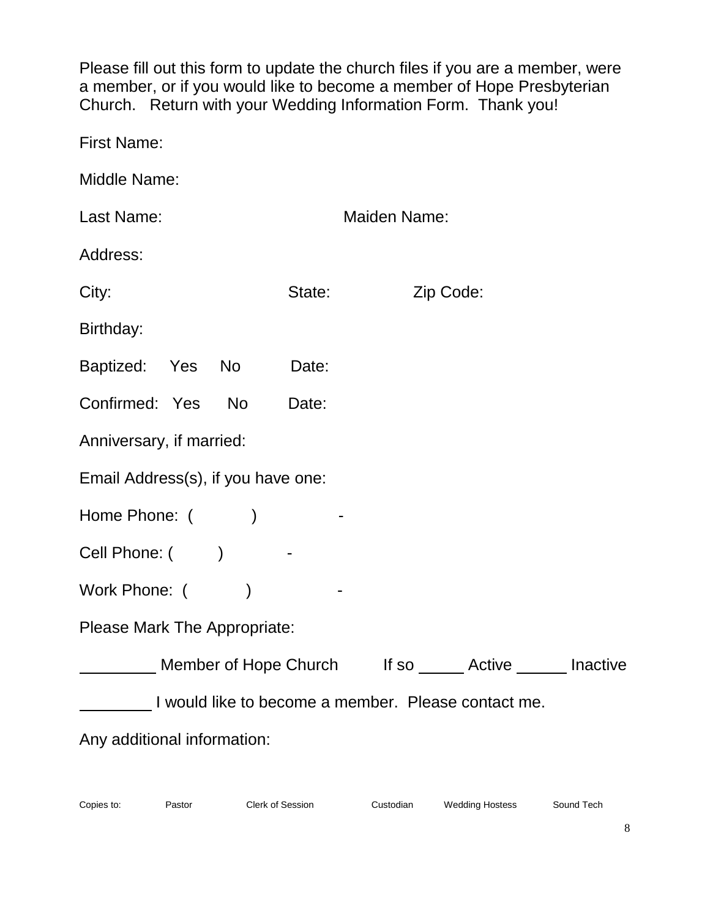Please fill out this form to update the church files if you are a member, were a member, or if you would like to become a member of Hope Presbyterian Church. Return with your Wedding Information Form. Thank you!

First Name:

Middle Name:

Last Name: Maiden Name:

Address:

City: State: Zip Code:

Birthday:

Baptized: Yes No Date:

Confirmed: Yes No Date:

Anniversary, if married:

Email Address(s), if you have one:

Home Phone: ( ) -

Cell Phone: ( ) -

Work Phone: ( ) -

Please Mark The Appropriate:

________ Member of Hope Church If so _____ Active ______ Inactive

________ I would like to become a member. Please contact me.

Any additional information:

Copies to: Pastor Clerk of Session Custodian Wedding Hostess Sound Tech